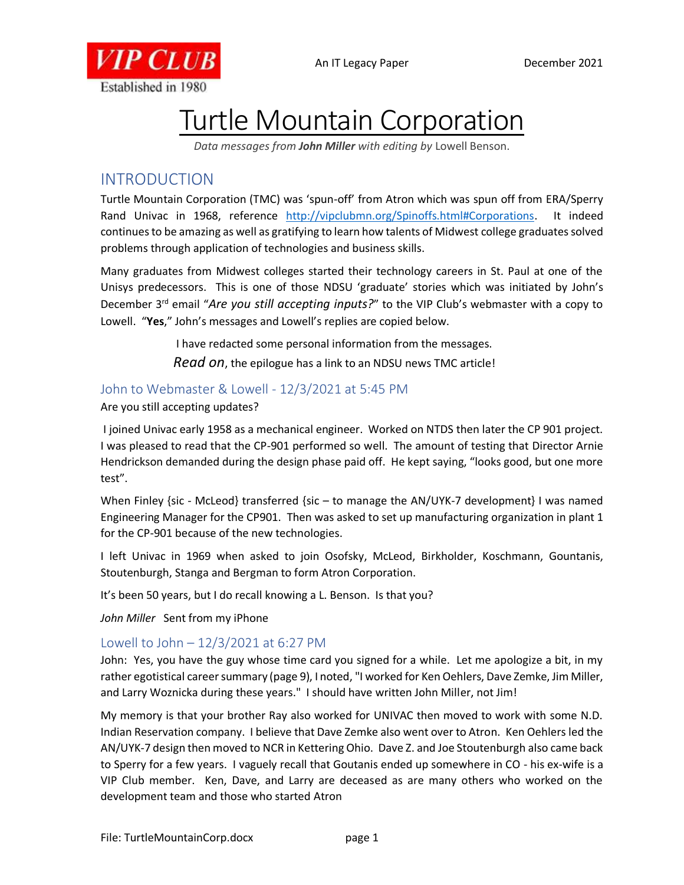VIP CLUB
Established in 1980

An IT Legacy Paper December 2021

# Turtle Mountain Corporation

*Data messages from **John Miller** with editing by* Lowell Benson.

## INTRODUCTION

Turtle Mountain Corporation (TMC) was 'spun-off' from Atron which was spun off from ERA/Sperry Rand Univac in 1968, reference http://vipclubmn.org/Spinoffs.html#Corporations. It indeed continues to be amazing as well as gratifying to learn how talents of Midwest college graduates solved problems through application of technologies and business skills.

Many graduates from Midwest colleges started their technology careers in St. Paul at one of the Unisys predecessors. This is one of those NDSU 'graduate' stories which was initiated by John's December 3rd email "*Are you still accepting inputs?*" to the VIP Club's webmaster with a copy to Lowell. "**Yes**," John's messages and Lowell's replies are copied below.

I have redacted some personal information from the messages.

*Read on*, the epilogue has a link to an NDSU news TMC article!

### John to Webmaster & Lowell - 12/3/2021 at 5:45 PM

Are you still accepting updates?

I joined Univac early 1958 as a mechanical engineer. Worked on NTDS then later the CP 901 project. I was pleased to read that the CP-901 performed so well. The amount of testing that Director Arnie Hendrickson demanded during the design phase paid off. He kept saying, "looks good, but one more test".

When Finley {sic - McLeod} transferred {sic – to manage the AN/UYK-7 development} I was named Engineering Manager for the CP901. Then was asked to set up manufacturing organization in plant 1 for the CP-901 because of the new technologies.

I left Univac in 1969 when asked to join Osofsky, McLeod, Birkholder, Koschmann, Gountanis, Stoutenburgh, Stanga and Bergman to form Atron Corporation.

It's been 50 years, but I do recall knowing a L. Benson. Is that you?

*John Miller* Sent from my iPhone

### Lowell to John – 12/3/2021 at 6:27 PM

John: Yes, you have the guy whose time card you signed for a while. Let me apologize a bit, in my rather egotistical career summary (page 9), I noted, "I worked for Ken Oehlers, Dave Zemke, Jim Miller, and Larry Woznicka during these years." I should have written John Miller, not Jim!

My memory is that your brother Ray also worked for UNIVAC then moved to work with some N.D. Indian Reservation company. I believe that Dave Zemke also went over to Atron. Ken Oehlers led the AN/UYK-7 design then moved to NCR in Kettering Ohio. Dave Z. and Joe Stoutenburgh also came back to Sperry for a few years. I vaguely recall that Goutanis ended up somewhere in CO - his ex-wife is a VIP Club member. Ken, Dave, and Larry are deceased as are many others who worked on the development team and those who started Atron

File: TurtleMountainCorp.docx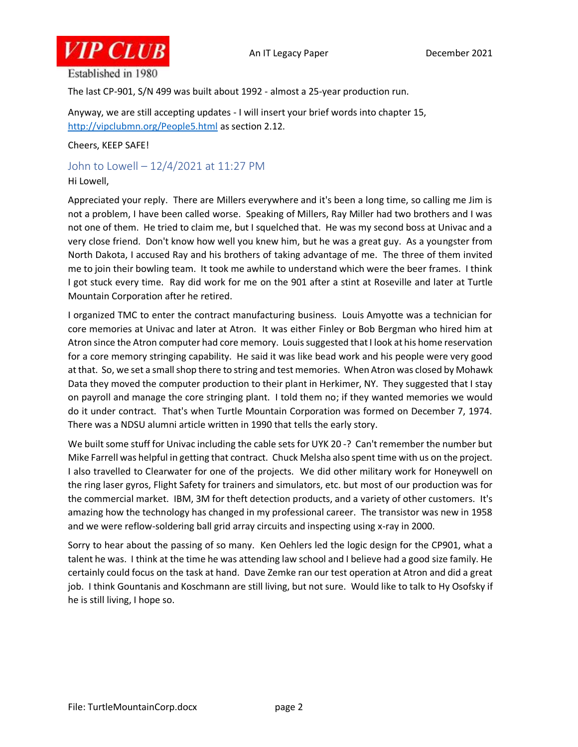The last CP-901, S/N 499 was built about 1992 - almost a 25-year production run.

Anyway, we are still accepting updates - I will insert your brief words into chapter 15, http://vipclubmn.org/People5.html as section 2.12.

Cheers, KEEP SAFE!

## John to Lowell – 12/4/2021 at 11:27 PM

Hi Lowell,

Appreciated your reply. There are Millers everywhere and it's been a long time, so calling me Jim is not a problem, I have been called worse. Speaking of Millers, Ray Miller had two brothers and I was not one of them. He tried to claim me, but I squelched that. He was my second boss at Univac and a very close friend. Don't know how well you knew him, but he was a great guy. As a youngster from North Dakota, I accused Ray and his brothers of taking advantage of me. The three of them invited me to join their bowling team. It took me awhile to understand which were the beer frames. I think I got stuck every time. Ray did work for me on the 901 after a stint at Roseville and later at Turtle Mountain Corporation after he retired.

I organized TMC to enter the contract manufacturing business. Louis Amyotte was a technician for core memories at Univac and later at Atron. It was either Finley or Bob Bergman who hired him at Atron since the Atron computer had core memory. Louis suggested that I look at his home reservation for a core memory stringing capability. He said it was like bead work and his people were very good at that. So, we set a small shop there to string and test memories. When Atron was closed by Mohawk Data they moved the computer production to their plant in Herkimer, NY. They suggested that I stay on payroll and manage the core stringing plant. I told them no; if they wanted memories we would do it under contract. That's when Turtle Mountain Corporation was formed on December 7, 1974. There was a NDSU alumni article written in 1990 that tells the early story.

We built some stuff for Univac including the cable sets for UYK 20 -? Can't remember the number but Mike Farrell was helpful in getting that contract. Chuck Melsha also spent time with us on the project. I also travelled to Clearwater for one of the projects. We did other military work for Honeywell on the ring laser gyros, Flight Safety for trainers and simulators, etc. but most of our production was for the commercial market. IBM, 3M for theft detection products, and a variety of other customers. It's amazing how the technology has changed in my professional career. The transistor was new in 1958 and we were reflow-soldering ball grid array circuits and inspecting using x-ray in 2000.

Sorry to hear about the passing of so many. Ken Oehlers led the logic design for the CP901, what a talent he was. I think at the time he was attending law school and I believe had a good size family. He certainly could focus on the task at hand. Dave Zemke ran our test operation at Atron and did a great job. I think Gountanis and Koschmann are still living, but not sure. Would like to talk to Hy Osofsky if he is still living, I hope so.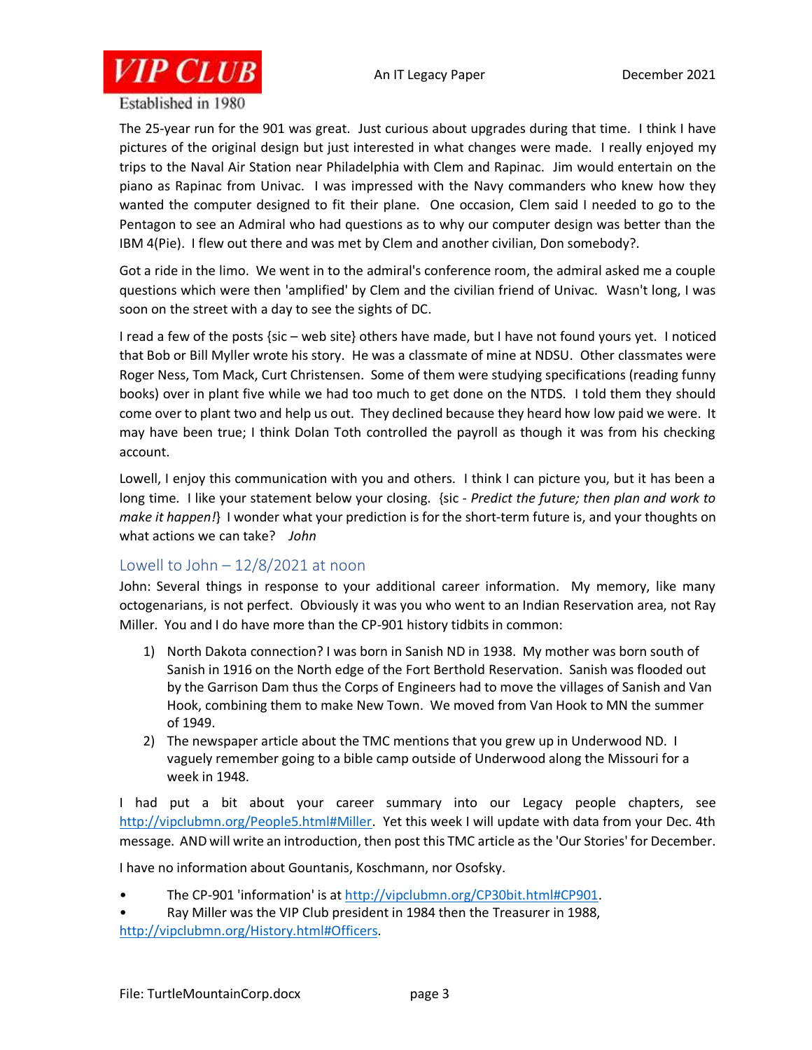The 25-year run for the 901 was great. Just curious about upgrades during that time. I think I have pictures of the original design but just interested in what changes were made. I really enjoyed my trips to the Naval Air Station near Philadelphia with Clem and Rapinac. Jim would entertain on the piano as Rapinac from Univac. I was impressed with the Navy commanders who knew how they wanted the computer designed to fit their plane. One occasion, Clem said I needed to go to the Pentagon to see an Admiral who had questions as to why our computer design was better than the IBM 4(Pie). I flew out there and was met by Clem and another civilian, Don somebody?.

Got a ride in the limo. We went in to the admiral's conference room, the admiral asked me a couple questions which were then 'amplified' by Clem and the civilian friend of Univac. Wasn't long, I was soon on the street with a day to see the sights of DC.

I read a few of the posts {sic – web site} others have made, but I have not found yours yet. I noticed that Bob or Bill Myller wrote his story. He was a classmate of mine at NDSU. Other classmates were Roger Ness, Tom Mack, Curt Christensen. Some of them were studying specifications (reading funny books) over in plant five while we had too much to get done on the NTDS. I told them they should come over to plant two and help us out. They declined because they heard how low paid we were. It may have been true; I think Dolan Toth controlled the payroll as though it was from his checking account.

Lowell, I enjoy this communication with you and others. I think I can picture you, but it has been a long time. I like your statement below your closing. {sic - *Predict the future; then plan and work to make it happen!*} I wonder what your prediction is for the short-term future is, and your thoughts on what actions we can take? *John*

## Lowell to John – 12/8/2021 at noon

John: Several things in response to your additional career information. My memory, like many octogenarians, is not perfect. Obviously it was you who went to an Indian Reservation area, not Ray Miller. You and I do have more than the CP-901 history tidbits in common:

1) North Dakota connection? I was born in Sanish ND in 1938. My mother was born south of Sanish in 1916 on the North edge of the Fort Berthold Reservation. Sanish was flooded out by the Garrison Dam thus the Corps of Engineers had to move the villages of Sanish and Van Hook, combining them to make New Town. We moved from Van Hook to MN the summer of 1949.
2) The newspaper article about the TMC mentions that you grew up in Underwood ND. I vaguely remember going to a bible camp outside of Underwood along the Missouri for a week in 1948.

I had put a bit about your career summary into our Legacy people chapters, see http://vipclubmn.org/People5.html#Miller. Yet this week I will update with data from your Dec. 4th message. AND will write an introduction, then post this TMC article as the 'Our Stories' for December.

I have no information about Gountanis, Koschmann, nor Osofsky.

- The CP-901 'information' is at http://vipclubmn.org/CP30bit.html#CP901.
- Ray Miller was the VIP Club president in 1984 then the Treasurer in 1988, http://vipclubmn.org/History.html#Officers.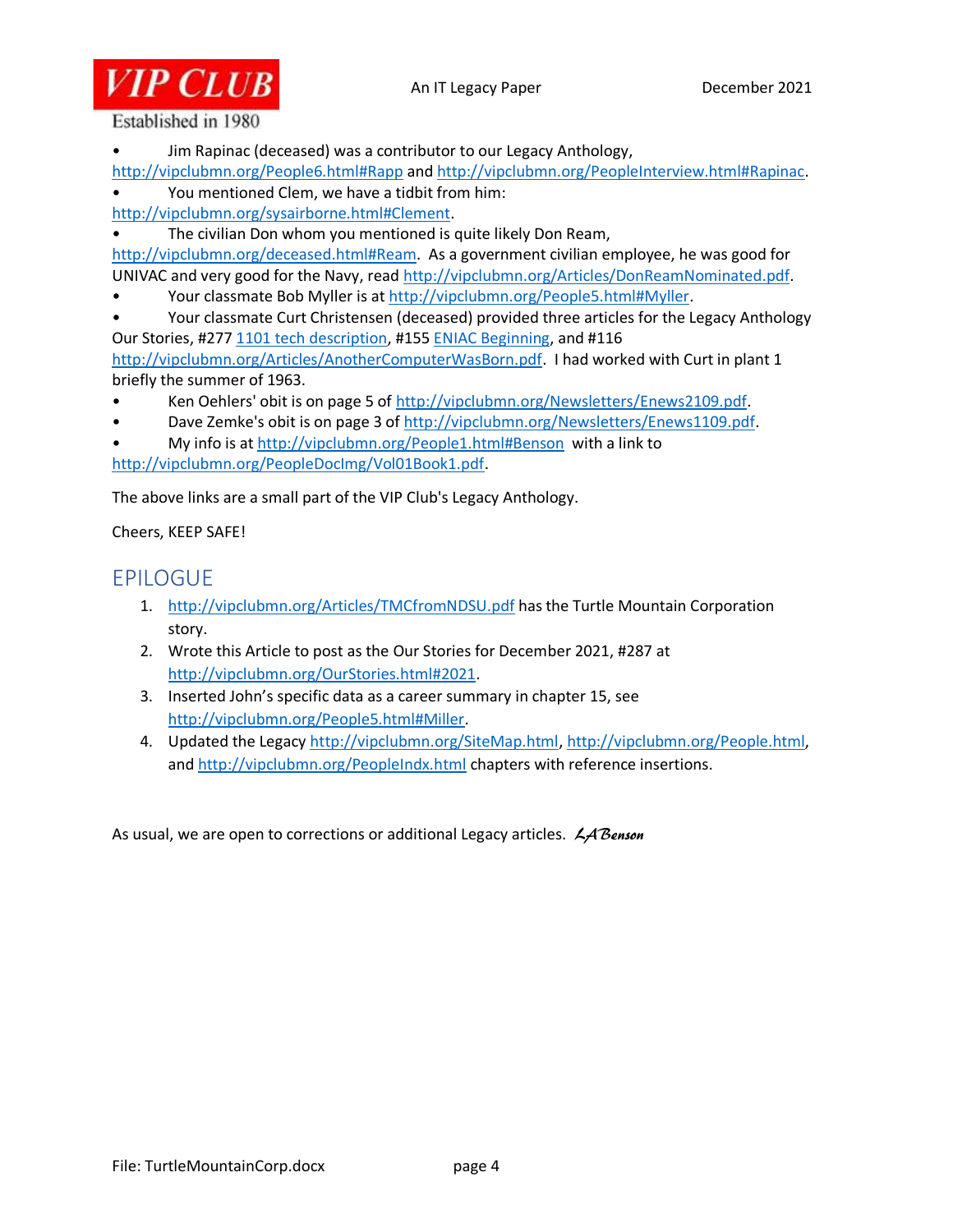- Jim Rapinac (deceased) was a contributor to our Legacy Anthology, http://vipclubmn.org/People6.html#Rapp and http://vipclubmn.org/PeopleInterview.html#Rapinac.
- You mentioned Clem, we have a tidbit from him: http://vipclubmn.org/sysairborne.html#Clement.
- The civilian Don whom you mentioned is quite likely Don Ream, http://vipclubmn.org/deceased.html#Ream. As a government civilian employee, he was good for UNIVAC and very good for the Navy, read http://vipclubmn.org/Articles/DonReamNominated.pdf.
- Your classmate Bob Myller is at http://vipclubmn.org/People5.html#Myller.
- Your classmate Curt Christensen (deceased) provided three articles for the Legacy Anthology Our Stories, #277 1101 tech description, #155 ENIAC Beginning, and #116 http://vipclubmn.org/Articles/AnotherComputerWasBorn.pdf. I had worked with Curt in plant 1 briefly the summer of 1963.
- Ken Oehlers' obit is on page 5 of http://vipclubmn.org/Newsletters/Enews2109.pdf.
- Dave Zemke's obit is on page 3 of http://vipclubmn.org/Newsletters/Enews1109.pdf.
- My info is at http://vipclubmn.org/People1.html#Benson with a link to http://vipclubmn.org/PeopleDocImg/Vol01Book1.pdf.

The above links are a small part of the VIP Club's Legacy Anthology.

Cheers, KEEP SAFE!

## EPILOGUE

1. http://vipclubmn.org/Articles/TMCfromNDSU.pdf has the Turtle Mountain Corporation story.
2. Wrote this Article to post as the Our Stories for December 2021, #287 at http://vipclubmn.org/OurStories.html#2021.
3. Inserted John's specific data as a career summary in chapter 15, see http://vipclubmn.org/People5.html#Miller.
4. Updated the Legacy http://vipclubmn.org/SiteMap.html, http://vipclubmn.org/People.html, and http://vipclubmn.org/PeopleIndx.html chapters with reference insertions.

As usual, we are open to corrections or additional Legacy articles. *LABenson*